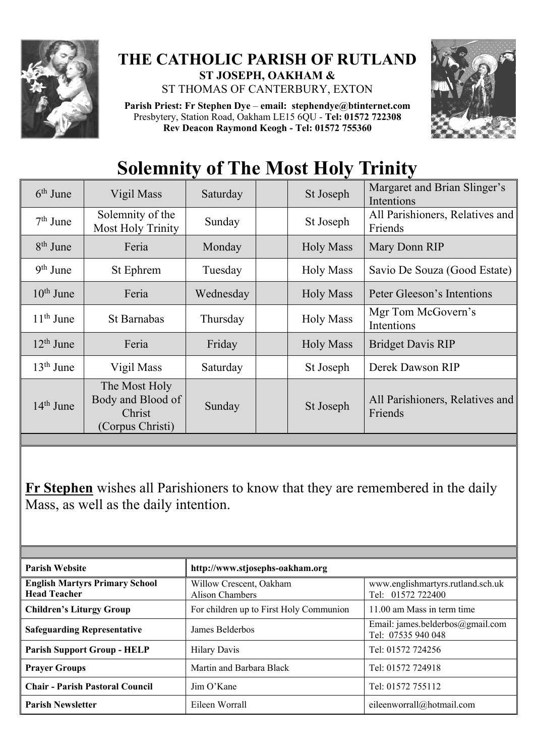# THE CATHOLIC PARISH OF RUTLAND

**ST JOSEPH, OAKHAM &**

ST THOMAS OF CANTERBURY, EXTON

**Parish Priest: Fr Stephen Dye** – **email: stephendye@btinternet.com**
Presbytery, Station Road, Oakham LE15 6QU - **Tel: 01572 722308**
**Rev Deacon Raymond Keogh - Tel: 01572 755360**

# Solemnity of The Most Holy Trinity

| | | | | | |
|---|---|---|---|---|---|
| 6th June | Vigil Mass | Saturday | | St Joseph | Margaret and Brian Slinger's Intentions |
| 7th June | Solemnity of the Most Holy Trinity | Sunday | | St Joseph | All Parishioners, Relatives and Friends |
| 8th June | Feria | Monday | | Holy Mass | Mary Donn RIP |
| 9th June | St Ephrem | Tuesday | | Holy Mass | Savio De Souza (Good Estate) |
| 10th June | Feria | Wednesday | | Holy Mass | Peter Gleeson's Intentions |
| 11th June | St Barnabas | Thursday | | Holy Mass | Mgr Tom McGovern's Intentions |
| 12th June | Feria | Friday | | Holy Mass | Bridget Davis RIP |
| 13th June | Vigil Mass | Saturday | | St Joseph | Derek Dawson RIP |
| 14th June | The Most Holy Body and Blood of Christ (Corpus Christi) | Sunday | | St Joseph | All Parishioners, Relatives and Friends |

**Fr Stephen** wishes all Parishioners to know that they are remembered in the daily Mass, as well as the daily intention.

| | | |
|---|---|---|
| **Parish Website** | **http://www.stjosephs-oakham.org** | |
| **English Martyrs Primary School Head Teacher** | Willow Crescent, Oakham Alison Chambers | www.englishmartyrs.rutland.sch.uk Tel: 01572 722400 |
| **Children's Liturgy Group** | For children up to First Holy Communion | 11.00 am Mass in term time |
| **Safeguarding Representative** | James Belderbos | Email: james.belderbos@gmail.com Tel: 07535 940 048 |
| **Parish Support Group - HELP** | Hilary Davis | Tel: 01572 724256 |
| **Prayer Groups** | Martin and Barbara Black | Tel: 01572 724918 |
| **Chair - Parish Pastoral Council** | Jim O'Kane | Tel: 01572 755112 |
| **Parish Newsletter** | Eileen Worrall | eileenworrall@hotmail.com |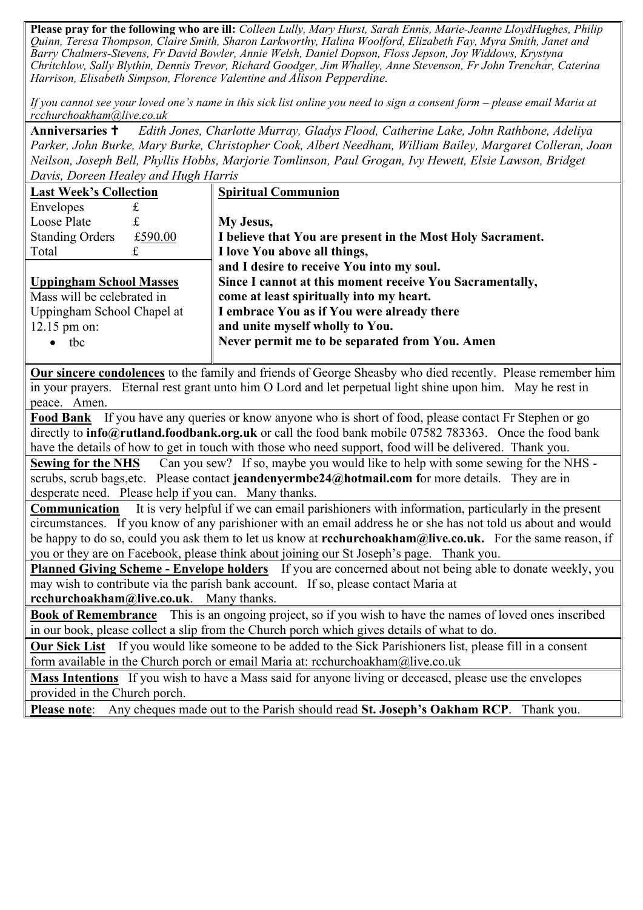**Please pray for the following who are ill:** *Colleen Lully, Mary Hurst, Sarah Ennis, Marie-Jeanne LloydHughes, Philip Quinn, Teresa Thompson, Claire Smith, Sharon Larkworthy, Halina Woolford, Elizabeth Fay, Myra Smith, Janet and Barry Chalmers-Stevens, Fr David Bowler, Annie Welsh, Daniel Dopson, Floss Jepson, Joy Widdows, Krystyna Chritchlow, Sally Blythin, Dennis Trevor, Richard Goodger, Jim Whalley, Anne Stevenson, Fr John Trenchar, Caterina Harrison, Elisabeth Simpson, Florence Valentine and Alison Pepperdine.*

*If you cannot see your loved one's name in this sick list online you need to sign a consent form – please email Maria at rcchurchoakham@live.co.uk*

**Anniversaries ✝** *Edith Jones, Charlotte Murray, Gladys Flood, Catherine Lake, John Rathbone, Adeliya Parker, John Burke, Mary Burke, Christopher Cook, Albert Needham, William Bailey, Margaret Colleran, Joan Neilson, Joseph Bell, Phyllis Hobbs, Marjorie Tomlinson, Paul Grogan, Ivy Hewett, Elsie Lawson, Bridget Davis, Doreen Healey and Hugh Harris*

**Last Week's Collection**

| | |
|---|---|
| Envelopes | £ |
| Loose Plate | £ |
| Standing Orders | £590.00 |
| Total | £ |

**Uppingham School Masses**

Mass will be celebrated in Uppingham School Chapel at 12.15 pm on:

- tbc

**Spiritual Communion**

**My Jesus,**
**I believe that You are present in the Most Holy Sacrament.**
**I love You above all things,**
**and I desire to receive You into my soul.**
**Since I cannot at this moment receive You Sacramentally,**
**come at least spiritually into my heart.**
**I embrace You as if You were already there**
**and unite myself wholly to You.**
**Never permit me to be separated from You. Amen**

**Our sincere condolences** to the family and friends of George Sheasby who died recently. Please remember him in your prayers. Eternal rest grant unto him O Lord and let perpetual light shine upon him. May he rest in peace. Amen.

**Food Bank** If you have any queries or know anyone who is short of food, please contact Fr Stephen or go directly to **info@rutland.foodbank.org.uk** or call the food bank mobile 07582 783363. Once the food bank have the details of how to get in touch with those who need support, food will be delivered. Thank you.

**Sewing for the NHS** Can you sew? If so, maybe you would like to help with some sewing for the NHS - scrubs, scrub bags,etc. Please contact **jeandenyermbe24@hotmail.com f**or more details. They are in desperate need. Please help if you can. Many thanks.

**Communication** It is very helpful if we can email parishioners with information, particularly in the present circumstances. If you know of any parishioner with an email address he or she has not told us about and would be happy to do so, could you ask them to let us know at **rcchurchoakham@live.co.uk.** For the same reason, if you or they are on Facebook, please think about joining our St Joseph's page. Thank you.

**Planned Giving Scheme - Envelope holders** If you are concerned about not being able to donate weekly, you may wish to contribute via the parish bank account. If so, please contact Maria at **rcchurchoakham@live.co.uk**. Many thanks.

**Book of Remembrance** This is an ongoing project, so if you wish to have the names of loved ones inscribed in our book, please collect a slip from the Church porch which gives details of what to do.

**Our Sick List** If you would like someone to be added to the Sick Parishioners list, please fill in a consent form available in the Church porch or email Maria at: rcchurchoakham@live.co.uk

**Mass Intentions** If you wish to have a Mass said for anyone living or deceased, please use the envelopes provided in the Church porch.

**Please note**: Any cheques made out to the Parish should read **St. Joseph's Oakham RCP**. Thank you.